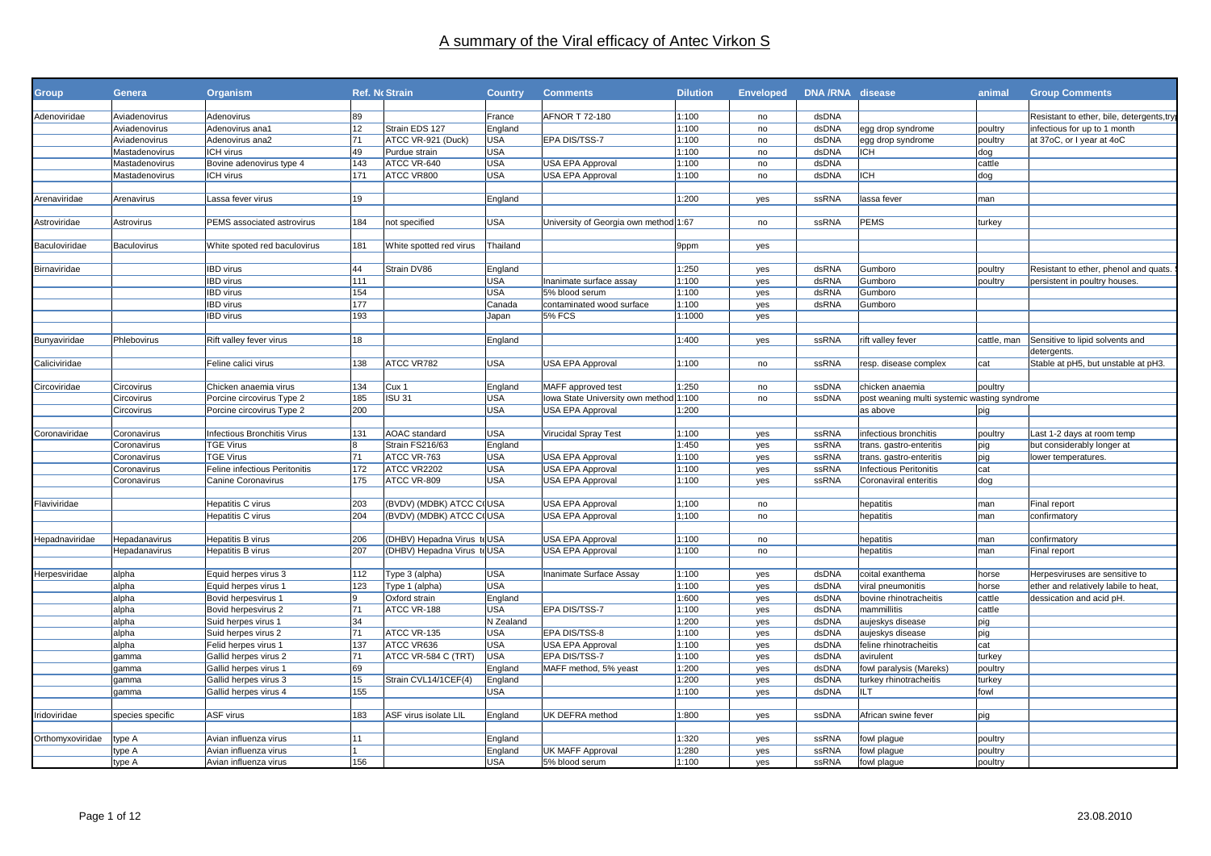# A summary of the Viral efficacy of Antec Virkon S

| Group | Genera | Organism | Ref. No | Strain | Country | Comments | Dilution | Enveloped | DNA /RNA | disease | animal | Group Comments |
|---|---|---|---|---|---|---|---|---|---|---|---|---|
| Adenoviridae | Aviadenovirus | Adenovirus | 89 | | France | AFNOR T 72-180 | 1:100 | no | dsDNA | | | Resistant to ether, bile, detergents,tryp |
| | Aviadenovirus | Adenovirus ana1 | 12 | Strain EDS 127 | England | | 1:100 | no | dsDNA | egg drop syndrome | poultry | infectious for up to 1 month |
| | Aviadenovirus | Adenovirus ana2 | 71 | ATCC VR-921 (Duck) | USA | EPA DIS/TSS-7 | 1:100 | no | dsDNA | egg drop syndrome | poultry | at 37oC, or I year at 4oC |
| | Mastadenovirus | ICH virus | 49 | Purdue strain | USA | | 1:100 | no | dsDNA | ICH | dog | |
| | Mastadenovirus | Bovine adenovirus type 4 | 143 | ATCC VR-640 | USA | USA EPA Approval | 1:100 | no | dsDNA | | cattle | |
| | Mastadenovirus | ICH virus | 171 | ATCC VR800 | USA | USA EPA Approval | 1:100 | no | dsDNA | ICH | dog | |
| Arenaviridae | Arenavirus | Lassa fever virus | 19 | | England | | 1:200 | yes | ssRNA | lassa fever | man | |
| Astroviridae | Astrovirus | PEMS associated astrovirus | 184 | not specified | USA | University of Georgia own method | 1:67 | no | ssRNA | PEMS | turkey | |
| Baculoviridae | Baculovirus | White spoted red baculovirus | 181 | White spotted red virus | Thailand | | 9ppm | yes | | | | |
| Birnaviridae | | IBD virus | 44 | Strain DV86 | England | | 1:250 | yes | dsRNA | Gumboro | poultry | Resistant to ether, phenol and quats. |
| | | IBD virus | 111 | | USA | Inanimate surface assay | 1:100 | yes | dsRNA | Gumboro | poultry | persistent in poultry houses. |
| | | IBD virus | 154 | | USA | 5% blood serum | 1:100 | yes | dsRNA | Gumboro | | |
| | | IBD virus | 177 | | Canada | contaminated wood surface | 1:100 | yes | dsRNA | Gumboro | | |
| | | IBD virus | 193 | | Japan | 5% FCS | 1:1000 | yes | | | | |
| Bunyaviridae | Phlebovirus | Rift valley fever virus | 18 | | England | | 1:400 | yes | ssRNA | rift valley fever | cattle, man | Sensitive to lipid solvents and detergents. |
| Caliciviridae | | Feline calici virus | 138 | ATCC VR782 | USA | USA EPA Approval | 1:100 | no | ssRNA | resp. disease complex | cat | Stable at pH5, but unstable at pH3. |
| Circoviridae | Circovirus | Chicken anaemia virus | 134 | Cux 1 | England | MAFF approved test | 1:250 | no | ssDNA | chicken anaemia | poultry | |
| | Circovirus | Porcine circovirus Type 2 | 185 | ISU 31 | USA | Iowa State University own method | 1:100 | no | ssDNA | post weaning multi systemic wasting syndrome | | |
| | Circovirus | Porcine circovirus Type 2 | 200 | | USA | USA EPA Approval | 1:200 | | | as above | pig | |
| Coronaviridae | Coronavirus | Infectious Bronchitis Virus | 131 | AOAC standard | USA | Virucidal Spray Test | 1:100 | yes | ssRNA | infectious bronchitis | poultry | Last 1-2 days at room temp |
| | Coronavirus | TGE Virus | 8 | Strain FS216/63 | England | | 1:450 | yes | ssRNA | trans. gastro-enteritis | pig | but considerably longer at |
| | Coronavirus | TGE Virus | 71 | ATCC VR-763 | USA | USA EPA Approval | 1:100 | yes | ssRNA | trans. gastro-enteritis | pig | lower temperatures. |
| | Coronavirus | Feline infectious Peritonitis | 172 | ATCC VR2202 | USA | USA EPA Approval | 1:100 | yes | ssRNA | Infectious Peritonitis | cat | |
| | Coronavirus | Canine Coronavirus | 175 | ATCC VR-809 | USA | USA EPA Approval | 1:100 | yes | ssRNA | Coronaviral enteritis | dog | |
| Flaviviridae | | Hepatitis C virus | 203 | (BVDV) (MDBK) ATCC C( | USA | USA EPA Approval | 1;100 | no | | hepatitis | man | Final report |
| | | Hepatitis C virus | 204 | (BVDV) (MDBK) ATCC C( | USA | USA EPA Approval | 1;100 | no | | hepatitis | man | confirmatory |
| Hepadnaviridae | Hepadanavirus | Hepatitis B virus | 206 | (DHBV) Hepadna Virus t | USA | USA EPA Approval | 1:100 | no | | hepatitis | man | confirmatory |
| | Hepadanavirus | Hepatitis B virus | 207 | (DHBV) Hepadna Virus t | USA | USA EPA Approval | 1:100 | no | | hepatitis | man | Final report |
| Herpesviridae | alpha | Equid herpes virus 3 | 112 | Type 3 (alpha) | USA | Inanimate Surface Assay | 1:100 | yes | dsDNA | coital exanthema | horse | Herpesviruses are sensitive to |
| | alpha | Equid herpes virus 1 | 123 | Type 1 (alpha) | USA | | 1:100 | yes | dsDNA | viral pneumonitis | horse | ether and relatively labile to heat, |
| | alpha | Bovid herpesvirus 1 | 9 | Oxford strain | England | | 1:600 | yes | dsDNA | bovine rhinotracheitis | cattle | dessication and acid pH. |
| | alpha | Bovid herpesvirus 2 | 71 | ATCC VR-188 | USA | EPA DIS/TSS-7 | 1:100 | yes | dsDNA | mammillitis | cattle | |
| | alpha | Suid herpes virus 1 | 34 | | N Zealand | | 1:200 | yes | dsDNA | aujeskys disease | pig | |
| | alpha | Suid herpes virus 2 | 71 | ATCC VR-135 | USA | EPA DIS/TSS-8 | 1:100 | yes | dsDNA | aujeskys disease | pig | |
| | alpha | Felid herpes virus 1 | 137 | ATCC VR636 | USA | USA EPA Approval | 1:100 | yes | dsDNA | feline rhinotracheitis | cat | |
| | gamma | Gallid herpes virus 2 | 71 | ATCC VR-584 C (TRT) | USA | EPA DIS/TSS-7 | 1:100 | yes | dsDNA | avirulent | turkey | |
| | gamma | Gallid herpes virus 1 | 69 | | England | MAFF method, 5% yeast | 1:200 | yes | dsDNA | fowl paralysis (Mareks) | poultry | |
| | gamma | Gallid herpes virus 3 | 15 | Strain CVL14/1CEF(4) | England | | 1:200 | yes | dsDNA | turkey rhinotracheitis | turkey | |
| | gamma | Gallid herpes virus 4 | 155 | | USA | | 1:100 | yes | dsDNA | ILT | fowl | |
| Iridoviridae | species specific | ASF virus | 183 | ASF virus isolate LIL | England | UK DEFRA method | 1:800 | yes | ssDNA | African swine fever | pig | |
| Orthomyxoviridae | type A | Avian influenza virus | 11 | | England | | 1:320 | yes | ssRNA | fowl plague | poultry | |
| | type A | Avian influenza virus | 1 | | England | UK MAFF Approval | 1:280 | yes | ssRNA | fowl plague | poultry | |
| | type A | Avian influenza virus | 156 | | USA | 5% blood serum | 1:100 | yes | ssRNA | fowl plague | poultry | |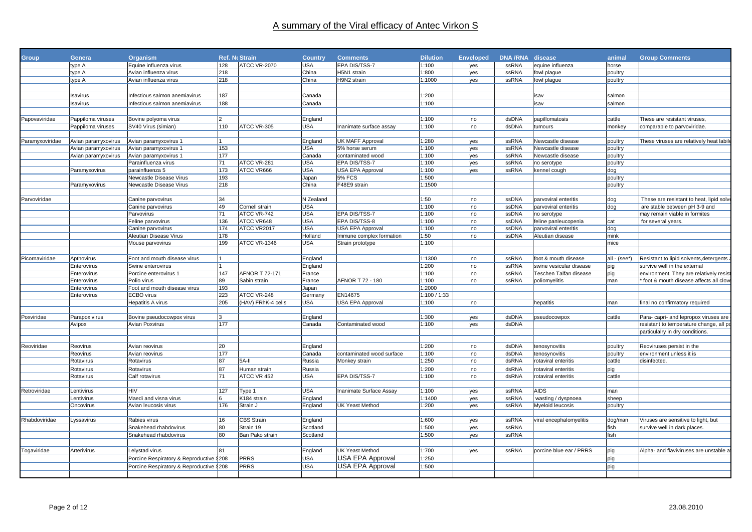# A summary of the Viral efficacy of Antec Virkon S

| Group | Genera | Organism | Ref. No | Strain | Country | Comments | Dilution | Enveloped | DNA /RNA | disease | animal | Group Comments |
|---|---|---|---|---|---|---|---|---|---|---|---|---|
| | type A | Equine influenza virus | 128 | ATCC VR-2070 | USA | EPA DIS/TSS-7 | 1:100 | yes | ssRNA | equine influenza | horse | |
| | type A | Avian influenza virus | 218 | | China | H5N1 strain | 1:800 | yes | ssRNA | fowl plague | poultry | |
| | type A | Avian influenza virus | 218 | | China | H9N2 strain | 1:1000 | yes | ssRNA | fowl plague | poultry | |
| | | | | | | | | | | | | |
| | Isavirus | Infectious salmon anemiavirus | 187 | | Canada | | 1:200 | | | isav | salmon | |
| | Isavirus | Infectious salmon anemiavirus | 188 | | Canada | | 1:100 | | | isav | salmon | |
| | | | | | | | | | | | | |
| Papovaviridae | Pappiloma viruses | Bovine polyoma virus | 2 | | England | | 1:100 | no | dsDNA | papillomatosis | cattle | These are resistant viruses, |
| | Pappiloma viruses | SV40 Virus (simian) | 110 | ATCC VR-305 | USA | Inanimate surface assay | 1:100 | no | dsDNA | tumours | monkey | comparable to parvoviridae. |
| | | | | | | | | | | | | |
| Paramyxoviridae | Avian paramyxovirus | Avian paramyxovirus 1 | 1 | | England | UK MAFF Approval | 1:280 | yes | ssRNA | Newcastle disease | poultry | These viruses are relatively heat labile |
| | Avian paramyxovirus | Avian paramyxovirus 1 | 153 | | USA | 5% horse serum | 1:100 | yes | ssRNA | Newcastle disease | poultry | |
| | Avian paramyxovirus | Avian paramyxovirus 1 | 177 | | Canada | contaminated wood | 1:100 | yes | ssRNA | Newcastle disease | poultry | |
| | | Parainfluenza virus | 71 | ATCC VR-281 | USA | EPA DIS/TSS-7 | 1:100 | yes | ssRNA | no serotype | poultry | |
| | Paramyxovirus | parainfluenza 5 | 173 | ATCC VR666 | USA | USA EPA Approval | 1:100 | yes | ssRNA | kennel cough | dog | |
| | | Newcastle Disease Virus | 193 | | Japan | 5% FCS | 1:500 | | | | poultry | |
| | Paramyxovirus | Newcastle Disease Virus | 218 | | China | F48E9 strain | 1:1500 | | | | poultry | |
| | | | | | | | | | | | | |
| Parvoviridae | | Canine parvovirus | 34 | | N Zealand | | 1:50 | no | ssDNA | parvoviral enteritis | dog | These are resistant to heat, lipid solve |
| | | Canine parvovirus | 49 | Cornell strain | USA | | 1:100 | no | ssDNA | parvoviral enteritis | dog | are stable between pH 3-9 and |
| | | Parvovirus | 71 | ATCC VR-742 | USA | EPA DIS/TSS-7 | 1:100 | no | ssDNA | no serotype | | may remain viable in formites |
| | | Feline parvovirus | 136 | ATCC VR648 | USA | EPA DIS/TSS-8 | 1:100 | no | ssDNA | feline panleucopenia | cat | for several years. |
| | | Canine parvovirus | 174 | ATCC VR2017 | USA | USA EPA Approval | 1:100 | no | ssDNA | parvoviral enteritis | dog | |
| | | Aleutian Disease Virus | 178 | | Holland | Immune complex formation | 1:50 | no | ssDNA | Aleutian disease | mink | |
| | | Mouse parvovirus | 199 | ATCC VR-1346 | USA | Strain prototype | 1:100 | | | | mice | |
| | | | | | | | | | | | | |
| Picornaviridae | Apthovirus | Foot and mouth disease virus | 1 | | England | | 1:1300 | no | ssRNA | foot & mouth disease | all - (see*) | Resistant to lipid solvents,detergents |
| | Enterovirus | Swine enterovirus | 1 | | England | | 1:200 | no | ssRNA | swine vesicular disease | pig | survive well in the external |
| | Enterovirus | Porcine enterovirus 1 | 147 | AFNOR T 72-171 | France | | 1:100 | no | ssRNA | Teschen Talfan disease | pig | environment. They are relatively resist |
| | Enterovirus | Polio virus | 89 | Sabin strain | France | AFNOR T 72 - 180 | 1:100 | no | ssRNA | poliomyelitis | man | * foot & mouth disease affects all clove |
| | Enterovirus | Foot and mouth disease virus | 193 | | Japan | | 1:2000 | | | | | |
| | Enterovirus | ECBO virus | 223 | ATCC VR-248 | Germany | EN14675 | 1:100 / 1:33 | | | | | |
| | | Hepatitis A virus | 205 | (HAV) FRhK-4 cells | USA | USA EPA Approval | 1;100 | no | | hepatitis | man | final no confirmatory required |
| | | | | | | | | | | | | |
| Poxviridae | Parapox virus | Bovine pseudocowpox virus | 3 | | England | | 1:300 | yes | dsDNA | pseudocowpox | cattle | Para- capri- and lepropox viruses are |
| | Avipox | Avian Poxvirus | 177 | | Canada | Contaminated wood | 1:100 | yes | dsDNA | | | resistant to temperature change, all po |
| | | | | | | | | | | | | particulalry in dry conditions. |
| | | | | | | | | | | | | |
| Reoviridae | Reovirus | Avian reovirus | 20 | | England | | 1:200 | no | dsDNA | tenosynovitis | poultry | Reoviruses persist in the |
| | Reovirus | Avian reovirus | 177 | | Canada | contaminated wood surface | 1:100 | no | dsDNA | tenosynovitis | poultry | environment unless it is |
| | Rotavirus | Rotavirus | 87 | 5A-II | Russia | Monkey strain | 1:250 | no | dsRNA | rotaviral enteritis | cattle | disinfected. |
| | Rotavirus | Rotavirus | 87 | Human strain | Russia | | 1:200 | no | dsRNA | rotaviral enteritis | pig | |
| | Rotavirus | Calf rotavirus | 71 | ATCC VR 452 | USA | EPA DIS/TSS-7 | 1:100 | no | dsRNA | rotaviral enteritis | cattle | |
| | | | | | | | | | | | | |
| Retroviridae | Lentivirus | HIV | 127 | Type 1 | USA | Inanimate Surface Assay | 1:100 | yes | ssRNA | AIDS | man | |
| | Lentivirus | Maedi and visna virus | 6 | K184 strain | England | | 1:1400 | yes | ssRNA | wasting / dyspnoea | sheep | |
| | Oncovirus | Avian leucosis virus | 176 | Strain J | England | UK Yeast Method | 1:200 | yes | ssRNA | Myeloid leucosis | poultry | |
| | | | | | | | | | | | | |
| Rhabdoviridae | Lyssavirus | Rabies virus | 16 | CBS Strain | England | | 1;600 | yes | ssRNA | viral encephalomyelitis | dog/man | Viruses are sensitive to light, but |
| | | Snakehead rhabdovirus | 80 | Strain 19 | Scotland | | 1:500 | yes | ssRNA | | fish | survive well in dark places. |
| | | Snakehead rhabdovirus | 80 | Ban Pako strain | Scotland | | 1:500 | yes | ssRNA | | fish | |
| | | | | | | | | | | | | |
| Togaviridae | Arterivirus | Lelystad virus | 81 | | England | UK Yeast Method | 1:700 | yes | ssRNA | porcine blue ear / PRRS | pig | Alpha- and flaviviruses are unstable a |
| | | Porcine Respiratory & Reproductive S | 208 | PRRS | USA | USA EPA Approval | 1:250 | | | | pig | |
| | | Porcine Respiratory & Reproductive S | 208 | PRRS | USA | USA EPA Approval | 1:500 | | | | pig | |

23.08.2010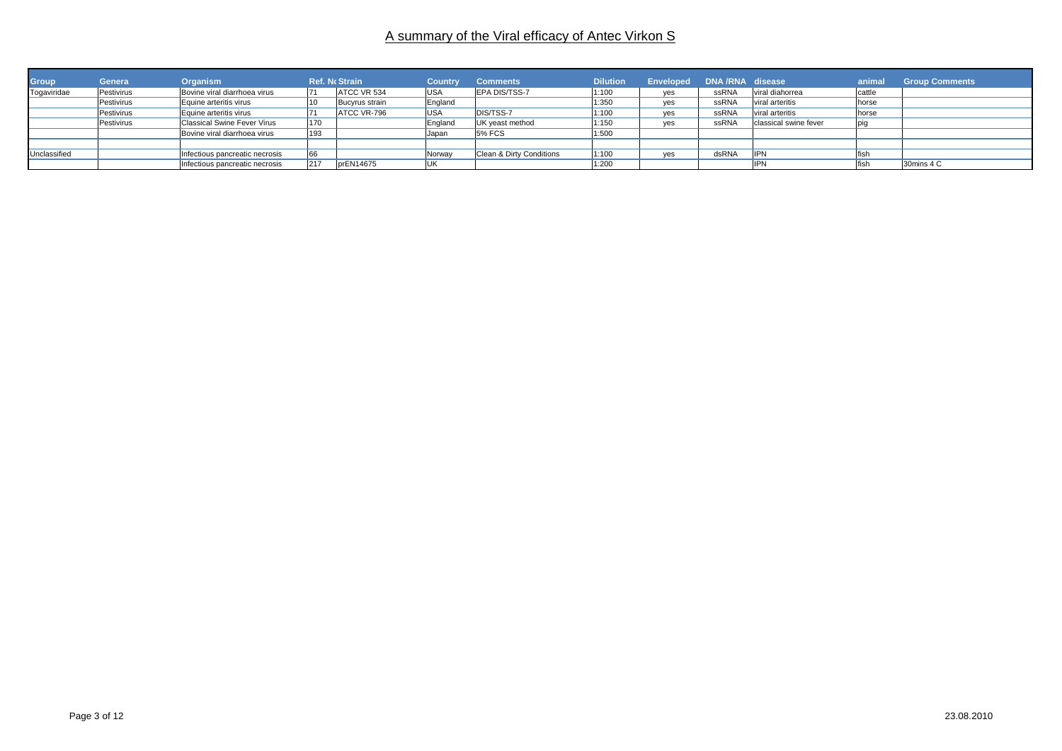# A summary of the Viral efficacy of Antec Virkon S

| Group | Genera | Organism | Ref. No | Strain | Country | Comments | Dilution | Enveloped | DNA /RNA | disease | animal | Group Comments |
|---|---|---|---|---|---|---|---|---|---|---|---|---|
| Togaviridae | Pestivirus | Bovine viral diarrhoea virus | 71 | ATCC VR 534 | USA | EPA DIS/TSS-7 | 1:100 | yes | ssRNA | viral diahorrea | cattle | |
| | Pestivirus | Equine arteritis virus | 10 | Bucyrus strain | England | | 1:350 | yes | ssRNA | viral arteritis | horse | |
| | Pestivirus | Equine arteritis virus | 71 | ATCC VR-796 | USA | DIS/TSS-7 | 1:100 | yes | ssRNA | viral arteritis | horse | |
| | Pestivirus | Classical Swine Fever Virus | 170 | | England | UK yeast method | 1:150 | yes | ssRNA | classical swine fever | pig | |
| | | Bovine viral diarrhoea virus | 193 | | Japan | 5% FCS | 1:500 | | | | | |
| | | | | | | | | | | | | |
| Unclassified | | Infectious pancreatic necrosis | 66 | | Norway | Clean & Dirty Conditions | 1:100 | yes | dsRNA | IPN | fish | |
| | | Infectious pancreatic necrosis | 217 | prEN14675 | UK | | 1:200 | | | IPN | fish | 30mins 4 C |

23.08.2010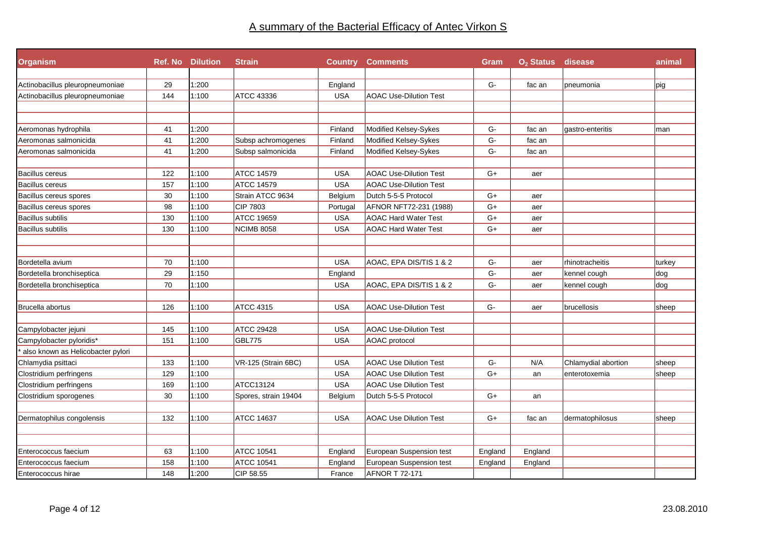# A summary of the Bacterial Efficacy of Antec Virkon S

| Organism | Ref. No | Dilution | Strain | Country | Comments | Gram | $O_2$ Status | disease | animal |
|---|---|---|---|---|---|---|---|---|---|
| | | | | | | | | | |
| Actinobacillus pleuropneumoniae | 29 | 1:200 | | England | | G- | fac an | pneumonia | pig |
| Actinobacillus pleuropneumoniae | 144 | 1:100 | ATCC 43336 | USA | AOAC Use-Dilution Test | | | | |
| | | | | | | | | | |
| | | | | | | | | | |
| Aeromonas hydrophila | 41 | 1:200 | | Finland | Modified Kelsey-Sykes | G- | fac an | gastro-enteritis | man |
| Aeromonas salmonicida | 41 | 1:200 | Subsp achromogenes | Finland | Modified Kelsey-Sykes | G- | fac an | | |
| Aeromonas salmonicida | 41 | 1:200 | Subsp salmonicida | Finland | Modified Kelsey-Sykes | G- | fac an | | |
| | | | | | | | | | |
| Bacillus cereus | 122 | 1:100 | ATCC 14579 | USA | AOAC Use-Dilution Test | G+ | aer | | |
| Bacillus cereus | 157 | 1:100 | ATCC 14579 | USA | AOAC Use-Dilution Test | | | | |
| Bacillus cereus spores | 30 | 1:100 | Strain ATCC 9634 | Belgium | Dutch 5-5-5 Protocol | G+ | aer | | |
| Bacillus cereus spores | 98 | 1:100 | CIP 7803 | Portugal | AFNOR NFT72-231 (1988) | G+ | aer | | |
| Bacillus subtilis | 130 | 1:100 | ATCC 19659 | USA | AOAC Hard Water Test | G+ | aer | | |
| Bacillus subtilis | 130 | 1:100 | NCIMB 8058 | USA | AOAC Hard Water Test | G+ | aer | | |
| | | | | | | | | | |
| | | | | | | | | | |
| Bordetella avium | 70 | 1:100 | | USA | AOAC, EPA DIS/TIS 1 & 2 | G- | aer | rhinotracheitis | turkey |
| Bordetella bronchiseptica | 29 | 1:150 | | England | | G- | aer | kennel cough | dog |
| Bordetella bronchiseptica | 70 | 1:100 | | USA | AOAC, EPA DIS/TIS 1 & 2 | G- | aer | kennel cough | dog |
| | | | | | | | | | |
| Brucella abortus | 126 | 1:100 | ATCC 4315 | USA | AOAC Use-Dilution Test | G- | aer | brucellosis | sheep |
| | | | | | | | | | |
| Campylobacter jejuni | 145 | 1:100 | ATCC 29428 | USA | AOAC Use-Dilution Test | | | | |
| Campylobacter pyloridis* | 151 | 1:100 | GBL775 | USA | AOAC protocol | | | | |
| * also known as Helicobacter pylori | | | | | | | | | |
| Chlamydia psittaci | 133 | 1:100 | VR-125 (Strain 6BC) | USA | AOAC Use Dilution Test | G- | N/A | Chlamydial abortion | sheep |
| Clostridium perfringens | 129 | 1:100 | | USA | AOAC Use Dilution Test | G+ | an | enterotoxemia | sheep |
| Clostridium perfringens | 169 | 1:100 | ATCC13124 | USA | AOAC Use Dilution Test | | | | |
| Clostridium sporogenes | 30 | 1:100 | Spores, strain 19404 | Belgium | Dutch 5-5-5 Protocol | G+ | an | | |
| | | | | | | | | | |
| Dermatophilus congolensis | 132 | 1:100 | ATCC 14637 | USA | AOAC Use Dilution Test | G+ | fac an | dermatophilosus | sheep |
| | | | | | | | | | |
| | | | | | | | | | |
| Enterococcus faecium | 63 | 1:100 | ATCC 10541 | England | European Suspension test | England | England | | |
| Enterococcus faecium | 158 | 1:100 | ATCC 10541 | England | European Suspension test | England | England | | |
| Enterococcus hirae | 148 | 1:200 | CIP 58.55 | France | AFNOR T 72-171 | | | | |

23.08.2010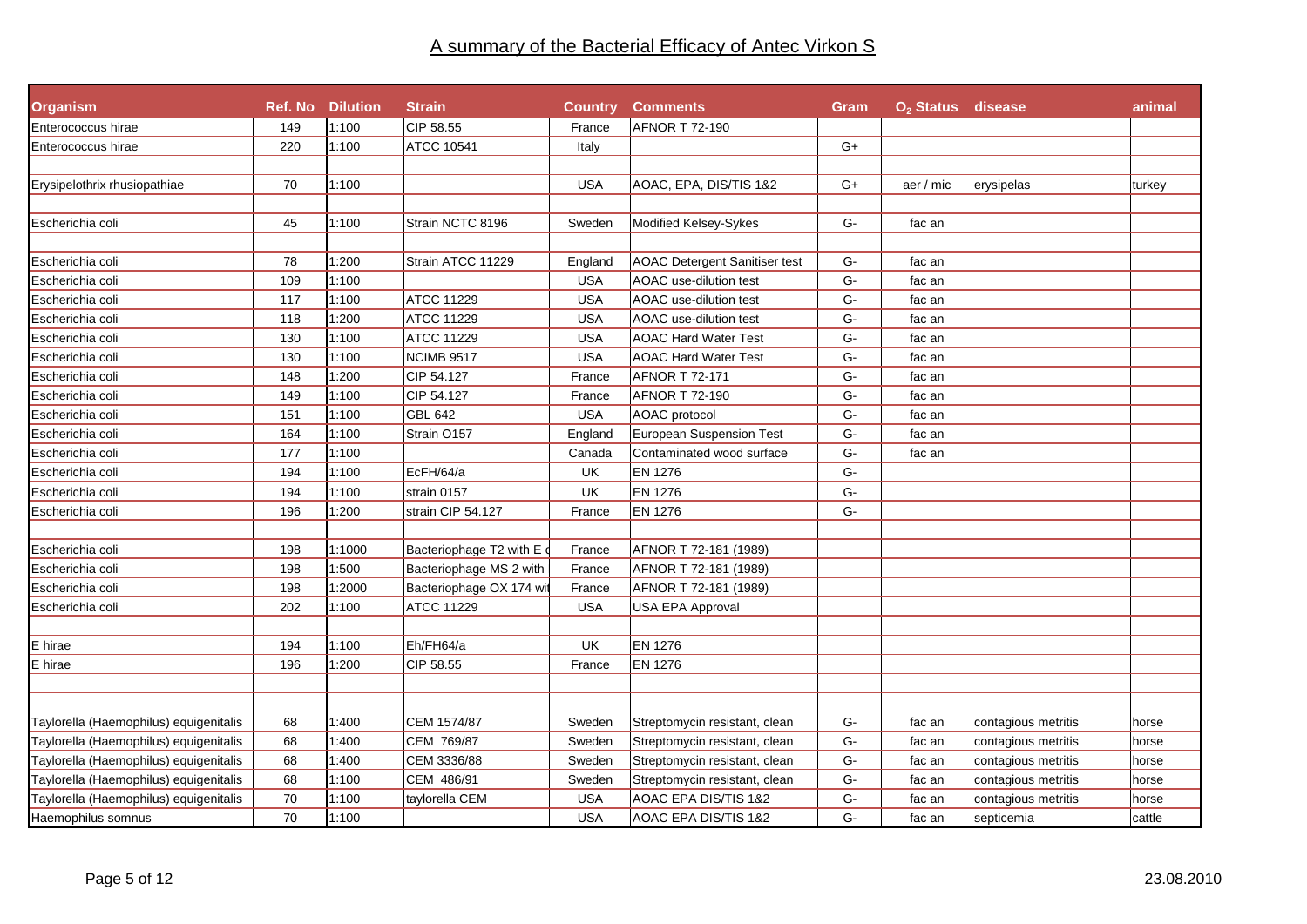# A summary of the Bacterial Efficacy of Antec Virkon S

| Organism | Ref. No | Dilution | Strain | Country | Comments | Gram | $O_2$ Status | disease | animal |
|---|---|---|---|---|---|---|---|---|---|
| Enterococcus hirae | 149 | 1:100 | CIP 58.55 | France | AFNOR T 72-190 | | | | |
| Enterococcus hirae | 220 | 1:100 | ATCC 10541 | Italy | | G+ | | | |
| | | | | | | | | | |
| Erysipelothrix rhusiopathiae | 70 | 1:100 | | USA | AOAC, EPA, DIS/TIS 1&2 | G+ | aer / mic | erysipelas | turkey |
| | | | | | | | | | |
| Escherichia coli | 45 | 1:100 | Strain NCTC 8196 | Sweden | Modified Kelsey-Sykes | G- | fac an | | |
| | | | | | | | | | |
| Escherichia coli | 78 | 1:200 | Strain ATCC 11229 | England | AOAC Detergent Sanitiser test | G- | fac an | | |
| Escherichia coli | 109 | 1:100 | | USA | AOAC use-dilution test | G- | fac an | | |
| Escherichia coli | 117 | 1:100 | ATCC 11229 | USA | AOAC use-dilution test | G- | fac an | | |
| Escherichia coli | 118 | 1:200 | ATCC 11229 | USA | AOAC use-dilution test | G- | fac an | | |
| Escherichia coli | 130 | 1:100 | ATCC 11229 | USA | AOAC Hard Water Test | G- | fac an | | |
| Escherichia coli | 130 | 1:100 | NCIMB 9517 | USA | AOAC Hard Water Test | G- | fac an | | |
| Escherichia coli | 148 | 1:200 | CIP 54.127 | France | AFNOR T 72-171 | G- | fac an | | |
| Escherichia coli | 149 | 1:100 | CIP 54.127 | France | AFNOR T 72-190 | G- | fac an | | |
| Escherichia coli | 151 | 1:100 | GBL 642 | USA | AOAC protocol | G- | fac an | | |
| Escherichia coli | 164 | 1:100 | Strain O157 | England | European Suspension Test | G- | fac an | | |
| Escherichia coli | 177 | 1:100 | | Canada | Contaminated wood surface | G- | fac an | | |
| Escherichia coli | 194 | 1:100 | EcFH/64/a | UK | EN 1276 | G- | | | |
| Escherichia coli | 194 | 1:100 | strain 0157 | UK | EN 1276 | G- | | | |
| Escherichia coli | 196 | 1:200 | strain CIP 54.127 | France | EN 1276 | G- | | | |
| | | | | | | | | | |
| Escherichia coli | 198 | 1:1000 | Bacteriophage T2 with E c | France | AFNOR T 72-181 (1989) | | | | |
| Escherichia coli | 198 | 1:500 | Bacteriophage MS 2 with | France | AFNOR T 72-181 (1989) | | | | |
| Escherichia coli | 198 | 1:2000 | Bacteriophage OX 174 wit | France | AFNOR T 72-181 (1989) | | | | |
| Escherichia coli | 202 | 1:100 | ATCC 11229 | USA | USA EPA Approval | | | | |
| | | | | | | | | | |
| E hirae | 194 | 1:100 | Eh/FH64/a | UK | EN 1276 | | | | |
| E hirae | 196 | 1:200 | CIP 58.55 | France | EN 1276 | | | | |
| | | | | | | | | | |
| | | | | | | | | | |
| Taylorella (Haemophilus) equigenitalis | 68 | 1:400 | CEM 1574/87 | Sweden | Streptomycin resistant, clean | G- | fac an | contagious metritis | horse |
| Taylorella (Haemophilus) equigenitalis | 68 | 1:400 | CEM 769/87 | Sweden | Streptomycin resistant, clean | G- | fac an | contagious metritis | horse |
| Taylorella (Haemophilus) equigenitalis | 68 | 1:400 | CEM 3336/88 | Sweden | Streptomycin resistant, clean | G- | fac an | contagious metritis | horse |
| Taylorella (Haemophilus) equigenitalis | 68 | 1:100 | CEM 486/91 | Sweden | Streptomycin resistant, clean | G- | fac an | contagious metritis | horse |
| Taylorella (Haemophilus) equigenitalis | 70 | 1:100 | taylorella CEM | USA | AOAC EPA DIS/TIS 1&2 | G- | fac an | contagious metritis | horse |
| Haemophilus somnus | 70 | 1:100 | | USA | AOAC EPA DIS/TIS 1&2 | G- | fac an | septicemia | cattle |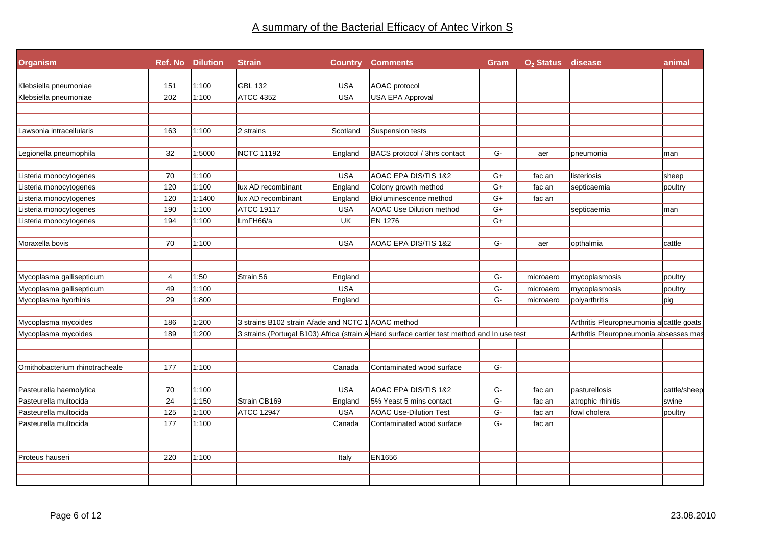# A summary of the Bacterial Efficacy of Antec Virkon S

| Organism | Ref. No | Dilution | Strain | Country | Comments | Gram | $O_2$ Status | disease | animal |
|---|---|---|---|---|---|---|---|---|---|
| | | | | | | | | | |
| Klebsiella pneumoniae | 151 | 1:100 | GBL 132 | USA | AOAC protocol | | | | |
| Klebsiella pneumoniae | 202 | 1:100 | ATCC 4352 | USA | USA EPA Approval | | | | |
| | | | | | | | | | |
| | | | | | | | | | |
| Lawsonia intracellularis | 163 | 1:100 | 2 strains | Scotland | Suspension tests | | | | |
| | | | | | | | | | |
| Legionella pneumophila | 32 | 1:5000 | NCTC 11192 | England | BACS protocol / 3hrs contact | G- | aer | pneumonia | man |
| | | | | | | | | | |
| Listeria monocytogenes | 70 | 1:100 | | USA | AOAC EPA DIS/TIS 1&2 | G+ | fac an | listeriosis | sheep |
| Listeria monocytogenes | 120 | 1:100 | lux AD recombinant | England | Colony growth method | G+ | fac an | septicaemia | poultry |
| Listeria monocytogenes | 120 | 1:1400 | lux AD recombinant | England | Bioluminescence method | G+ | fac an | | |
| Listeria monocytogenes | 190 | 1:100 | ATCC 19117 | USA | AOAC Use Dilution method | G+ | | septicaemia | man |
| Listeria monocytogenes | 194 | 1:100 | LmFH66/a | UK | EN 1276 | G+ | | | |
| | | | | | | | | | |
| Moraxella bovis | 70 | 1:100 | | USA | AOAC EPA DIS/TIS 1&2 | G- | aer | opthalmia | cattle |
| | | | | | | | | | |
| | | | | | | | | | |
| Mycoplasma gallisepticum | 4 | 1:50 | Strain 56 | England | | G- | microaero | mycoplasmosis | poultry |
| Mycoplasma gallisepticum | 49 | 1:100 | | USA | | G- | microaero | mycoplasmosis | poultry |
| Mycoplasma hyorhinis | 29 | 1:800 | | England | | G- | microaero | polyarthritis | pig |
| | | | | | | | | | |
| Mycoplasma mycoides | 186 | 1:200 | 3 strains B102 strain Afade and NCTC 1 | | AOAC method | | | Arthritis Pleuropneumonia a | cattle goats |
| Mycoplasma mycoides | 189 | 1:200 | 3 strains (Portugal B103) Africa (strain A | | Hard surface carrier test method and In use test | | | Arthritis Pleuropneumonia absesses mas | |
| | | | | | | | | | |
| | | | | | | | | | |
| Ornithobacterium rhinotracheale | 177 | 1:100 | | Canada | Contaminated wood surface | G- | | | |
| | | | | | | | | | |
| Pasteurella haemolytica | 70 | 1:100 | | USA | AOAC EPA DIS/TIS 1&2 | G- | fac an | pasturellosis | cattle/sheep |
| Pasteurella multocida | 24 | 1:150 | Strain CB169 | England | 5% Yeast 5 mins contact | G- | fac an | atrophic rhinitis | swine |
| Pasteurella multocida | 125 | 1:100 | ATCC 12947 | USA | AOAC Use-Dilution Test | G- | fac an | fowl cholera | poultry |
| Pasteurella multocida | 177 | 1:100 | | Canada | Contaminated wood surface | G- | fac an | | |
| | | | | | | | | | |
| | | | | | | | | | |
| Proteus hauseri | 220 | 1:100 | | Italy | EN1656 | | | | |
| | | | | | | | | | |
| | | | | | | | | | |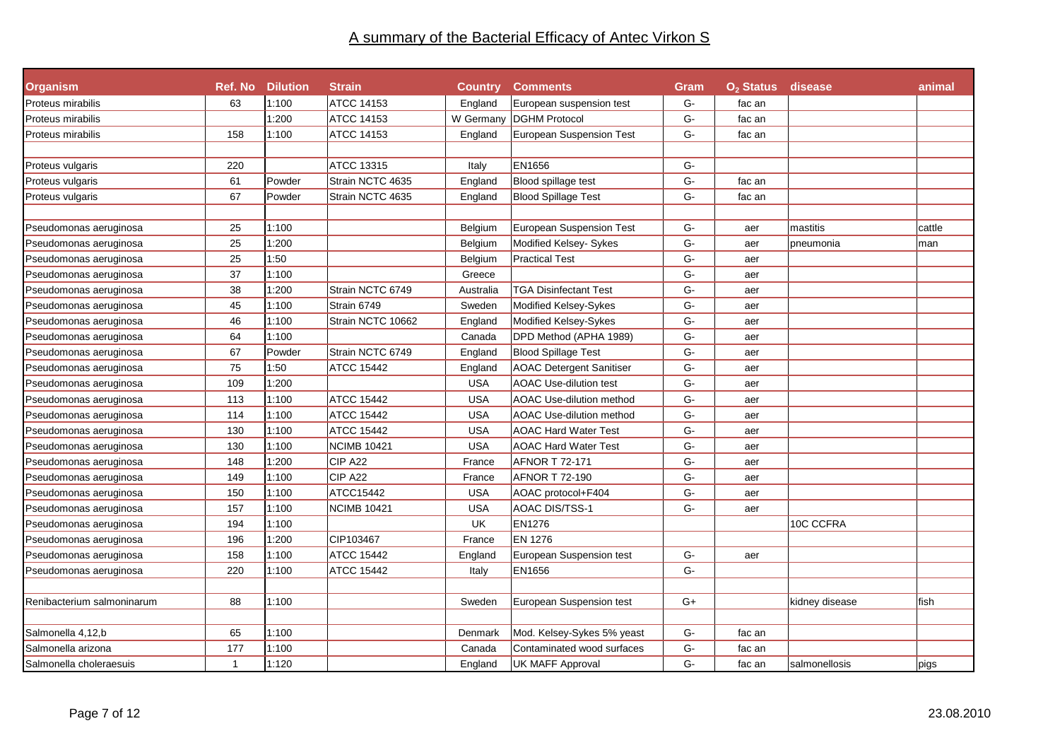# A summary of the Bacterial Efficacy of Antec Virkon S

| Organism | Ref. No | Dilution | Strain | Country | Comments | Gram | $O_2$ Status | disease | animal |
|---|---|---|---|---|---|---|---|---|---|
| Proteus mirabilis | 63 | 1:100 | ATCC 14153 | England | European suspension test | G- | fac an | | |
| Proteus mirabilis | | 1:200 | ATCC 14153 | W Germany | DGHM Protocol | G- | fac an | | |
| Proteus mirabilis | 158 | 1:100 | ATCC 14153 | England | European Suspension Test | G- | fac an | | |
| | | | | | | | | | |
| Proteus vulgaris | 220 | | ATCC 13315 | Italy | EN1656 | G- | | | |
| Proteus vulgaris | 61 | Powder | Strain NCTC 4635 | England | Blood spillage test | G- | fac an | | |
| Proteus vulgaris | 67 | Powder | Strain NCTC 4635 | England | Blood Spillage Test | G- | fac an | | |
| | | | | | | | | | |
| Pseudomonas aeruginosa | 25 | 1:100 | | Belgium | European Suspension Test | G- | aer | mastitis | cattle |
| Pseudomonas aeruginosa | 25 | 1:200 | | Belgium | Modified Kelsey- Sykes | G- | aer | pneumonia | man |
| Pseudomonas aeruginosa | 25 | 1:50 | | Belgium | Practical Test | G- | aer | | |
| Pseudomonas aeruginosa | 37 | 1:100 | | Greece | | G- | aer | | |
| Pseudomonas aeruginosa | 38 | 1:200 | Strain NCTC 6749 | Australia | TGA Disinfectant Test | G- | aer | | |
| Pseudomonas aeruginosa | 45 | 1:100 | Strain 6749 | Sweden | Modified Kelsey-Sykes | G- | aer | | |
| Pseudomonas aeruginosa | 46 | 1:100 | Strain NCTC 10662 | England | Modified Kelsey-Sykes | G- | aer | | |
| Pseudomonas aeruginosa | 64 | 1:100 | | Canada | DPD Method (APHA 1989) | G- | aer | | |
| Pseudomonas aeruginosa | 67 | Powder | Strain NCTC 6749 | England | Blood Spillage Test | G- | aer | | |
| Pseudomonas aeruginosa | 75 | 1:50 | ATCC 15442 | England | AOAC Detergent Sanitiser | G- | aer | | |
| Pseudomonas aeruginosa | 109 | 1:200 | | USA | AOAC Use-dilution test | G- | aer | | |
| Pseudomonas aeruginosa | 113 | 1:100 | ATCC 15442 | USA | AOAC Use-dilution method | G- | aer | | |
| Pseudomonas aeruginosa | 114 | 1:100 | ATCC 15442 | USA | AOAC Use-dilution method | G- | aer | | |
| Pseudomonas aeruginosa | 130 | 1:100 | ATCC 15442 | USA | AOAC Hard Water Test | G- | aer | | |
| Pseudomonas aeruginosa | 130 | 1:100 | NCIMB 10421 | USA | AOAC Hard Water Test | G- | aer | | |
| Pseudomonas aeruginosa | 148 | 1:200 | CIP A22 | France | AFNOR T 72-171 | G- | aer | | |
| Pseudomonas aeruginosa | 149 | 1:100 | CIP A22 | France | AFNOR T 72-190 | G- | aer | | |
| Pseudomonas aeruginosa | 150 | 1:100 | ATCC15442 | USA | AOAC protocol+F404 | G- | aer | | |
| Pseudomonas aeruginosa | 157 | 1:100 | NCIMB 10421 | USA | AOAC DIS/TSS-1 | G- | aer | | |
| Pseudomonas aeruginosa | 194 | 1:100 | | UK | EN1276 | | | 10C CCFRA | |
| Pseudomonas aeruginosa | 196 | 1:200 | CIP103467 | France | EN 1276 | | | | |
| Pseudomonas aeruginosa | 158 | 1:100 | ATCC 15442 | England | European Suspension test | G- | aer | | |
| Pseudomonas aeruginosa | 220 | 1:100 | ATCC 15442 | Italy | EN1656 | G- | | | |
| | | | | | | | | | |
| Renibacterium salmoninarum | 88 | 1:100 | | Sweden | European Suspension test | G+ | | kidney disease | fish |
| | | | | | | | | | |
| Salmonella 4,12,b | 65 | 1:100 | | Denmark | Mod. Kelsey-Sykes 5% yeast | G- | fac an | | |
| Salmonella arizona | 177 | 1:100 | | Canada | Contaminated wood surfaces | G- | fac an | | |
| Salmonella choleraesuis | 1 | 1:120 | | England | UK MAFF Approval | G- | fac an | salmonellosis | pigs |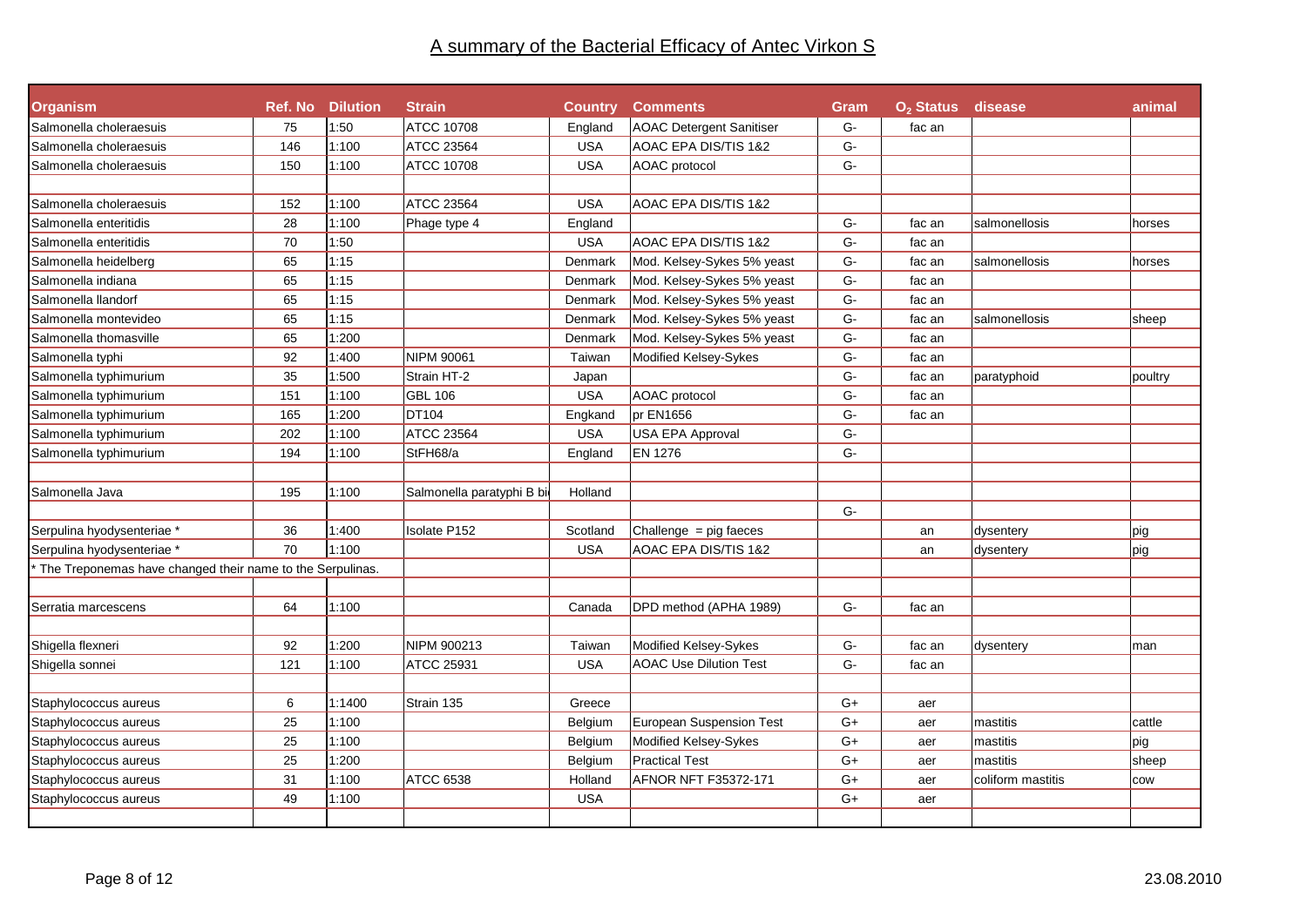# A summary of the Bacterial Efficacy of Antec Virkon S

| Organism | Ref. No | Dilution | Strain | Country | Comments | Gram | $O_2$ Status | disease | animal |
|---|---|---|---|---|---|---|---|---|---|
| Salmonella choleraesuis | 75 | 1:50 | ATCC 10708 | England | AOAC Detergent Sanitiser | G- | fac an | | |
| Salmonella choleraesuis | 146 | 1:100 | ATCC 23564 | USA | AOAC EPA DIS/TIS 1&2 | G- | | | |
| Salmonella choleraesuis | 150 | 1:100 | ATCC 10708 | USA | AOAC protocol | G- | | | |
| | | | | | | | | | |
| Salmonella choleraesuis | 152 | 1:100 | ATCC 23564 | USA | AOAC EPA DIS/TIS 1&2 | | | | |
| Salmonella enteritidis | 28 | 1:100 | Phage type 4 | England | | G- | fac an | salmonellosis | horses |
| Salmonella enteritidis | 70 | 1:50 | | USA | AOAC EPA DIS/TIS 1&2 | G- | fac an | | |
| Salmonella heidelberg | 65 | 1:15 | | Denmark | Mod. Kelsey-Sykes 5% yeast | G- | fac an | salmonellosis | horses |
| Salmonella indiana | 65 | 1:15 | | Denmark | Mod. Kelsey-Sykes 5% yeast | G- | fac an | | |
| Salmonella llandorf | 65 | 1:15 | | Denmark | Mod. Kelsey-Sykes 5% yeast | G- | fac an | | |
| Salmonella montevideo | 65 | 1:15 | | Denmark | Mod. Kelsey-Sykes 5% yeast | G- | fac an | salmonellosis | sheep |
| Salmonella thomasville | 65 | 1:200 | | Denmark | Mod. Kelsey-Sykes 5% yeast | G- | fac an | | |
| Salmonella typhi | 92 | 1:400 | NIPM 90061 | Taiwan | Modified Kelsey-Sykes | G- | fac an | | |
| Salmonella typhimurium | 35 | 1:500 | Strain HT-2 | Japan | | G- | fac an | paratyphoid | poultry |
| Salmonella typhimurium | 151 | 1:100 | GBL 106 | USA | AOAC protocol | G- | fac an | | |
| Salmonella typhimurium | 165 | 1:200 | DT104 | Engkand | pr EN1656 | G- | fac an | | |
| Salmonella typhimurium | 202 | 1:100 | ATCC 23564 | USA | USA EPA Approval | G- | | | |
| Salmonella typhimurium | 194 | 1:100 | StFH68/a | England | EN 1276 | G- | | | |
| | | | | | | | | | |
| Salmonella Java | 195 | 1:100 | Salmonella paratyphi B bi | Holland | | | | | |
| | | | | | | G- | | | |
| Serpulina hyodysenteriae * | 36 | 1:400 | Isolate P152 | Scotland | Challenge = pig faeces | | an | dysentery | pig |
| Serpulina hyodysenteriae * | 70 | 1:100 | | USA | AOAC EPA DIS/TIS 1&2 | | an | dysentery | pig |
| * The Treponemas have changed their name to the Serpulinas. | | | | | | | | | |
| | | | | | | | | | |
| Serratia marcescens | 64 | 1:100 | | Canada | DPD method (APHA 1989) | G- | fac an | | |
| | | | | | | | | | |
| Shigella flexneri | 92 | 1:200 | NIPM 900213 | Taiwan | Modified Kelsey-Sykes | G- | fac an | dysentery | man |
| Shigella sonnei | 121 | 1:100 | ATCC 25931 | USA | AOAC Use Dilution Test | G- | fac an | | |
| | | | | | | | | | |
| Staphylococcus aureus | 6 | 1:1400 | Strain 135 | Greece | | G+ | aer | | |
| Staphylococcus aureus | 25 | 1:100 | | Belgium | European Suspension Test | G+ | aer | mastitis | cattle |
| Staphylococcus aureus | 25 | 1:100 | | Belgium | Modified Kelsey-Sykes | G+ | aer | mastitis | pig |
| Staphylococcus aureus | 25 | 1:200 | | Belgium | Practical Test | G+ | aer | mastitis | sheep |
| Staphylococcus aureus | 31 | 1:100 | ATCC 6538 | Holland | AFNOR NFT F35372-171 | G+ | aer | coliform mastitis | cow |
| Staphylococcus aureus | 49 | 1:100 | | USA | | G+ | aer | | |
| | | | | | | | | | |

23.08.2010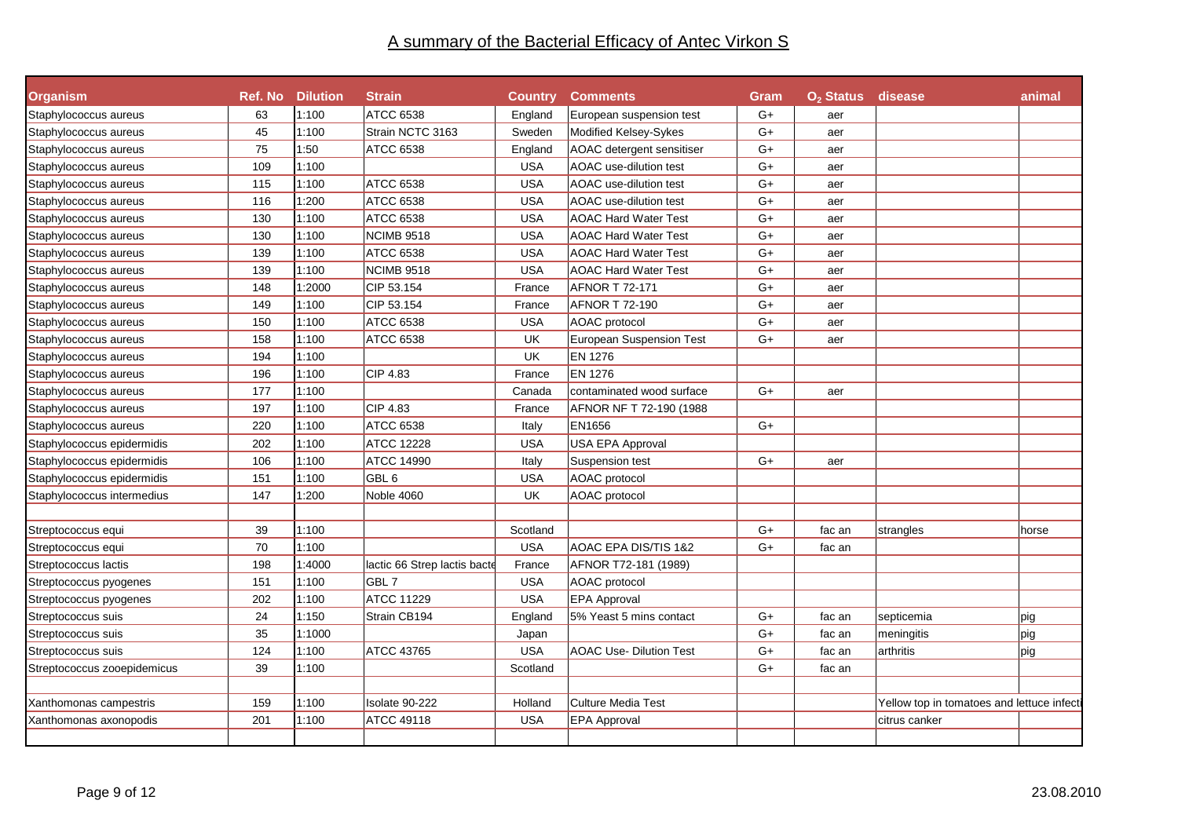# A summary of the Bacterial Efficacy of Antec Virkon S

| Organism | Ref. No | Dilution | Strain | Country | Comments | Gram | $O_2$ Status | disease | animal |
|---|---|---|---|---|---|---|---|---|---|
| Staphylococcus aureus | 63 | 1:100 | ATCC 6538 | England | European suspension test | G+ | aer | | |
| Staphylococcus aureus | 45 | 1:100 | Strain NCTC 3163 | Sweden | Modified Kelsey-Sykes | G+ | aer | | |
| Staphylococcus aureus | 75 | 1:50 | ATCC 6538 | England | AOAC detergent sensitiser | G+ | aer | | |
| Staphylococcus aureus | 109 | 1:100 | | USA | AOAC use-dilution test | G+ | aer | | |
| Staphylococcus aureus | 115 | 1:100 | ATCC 6538 | USA | AOAC use-dilution test | G+ | aer | | |
| Staphylococcus aureus | 116 | 1:200 | ATCC 6538 | USA | AOAC use-dilution test | G+ | aer | | |
| Staphylococcus aureus | 130 | 1:100 | ATCC 6538 | USA | AOAC Hard Water Test | G+ | aer | | |
| Staphylococcus aureus | 130 | 1:100 | NCIMB 9518 | USA | AOAC Hard Water Test | G+ | aer | | |
| Staphylococcus aureus | 139 | 1:100 | ATCC 6538 | USA | AOAC Hard Water Test | G+ | aer | | |
| Staphylococcus aureus | 139 | 1:100 | NCIMB 9518 | USA | AOAC Hard Water Test | G+ | aer | | |
| Staphylococcus aureus | 148 | 1:2000 | CIP 53.154 | France | AFNOR T 72-171 | G+ | aer | | |
| Staphylococcus aureus | 149 | 1:100 | CIP 53.154 | France | AFNOR T 72-190 | G+ | aer | | |
| Staphylococcus aureus | 150 | 1:100 | ATCC 6538 | USA | AOAC protocol | G+ | aer | | |
| Staphylococcus aureus | 158 | 1:100 | ATCC 6538 | UK | European Suspension Test | G+ | aer | | |
| Staphylococcus aureus | 194 | 1:100 | | UK | EN 1276 | | | | |
| Staphylococcus aureus | 196 | 1:100 | CIP 4.83 | France | EN 1276 | | | | |
| Staphylococcus aureus | 177 | 1:100 | | Canada | contaminated wood surface | G+ | aer | | |
| Staphylococcus aureus | 197 | 1:100 | CIP 4.83 | France | AFNOR NF T 72-190 (1988 | | | | |
| Staphylococcus aureus | 220 | 1:100 | ATCC 6538 | Italy | EN1656 | G+ | | | |
| Staphylococcus epidermidis | 202 | 1:100 | ATCC 12228 | USA | USA EPA Approval | | | | |
| Staphylococcus epidermidis | 106 | 1:100 | ATCC 14990 | Italy | Suspension test | G+ | aer | | |
| Staphylococcus epidermidis | 151 | 1:100 | GBL 6 | USA | AOAC protocol | | | | |
| Staphylococcus intermedius | 147 | 1:200 | Noble 4060 | UK | AOAC protocol | | | | |
| | | | | | | | | | |
| Streptococcus equi | 39 | 1:100 | | Scotland | | G+ | fac an | strangles | horse |
| Streptococcus equi | 70 | 1:100 | | USA | AOAC EPA DIS/TIS 1&2 | G+ | fac an | | |
| Streptococcus lactis | 198 | 1:4000 | lactic 66 Strep lactis bacte | France | AFNOR T72-181 (1989) | | | | |
| Streptococcus pyogenes | 151 | 1:100 | GBL 7 | USA | AOAC protocol | | | | |
| Streptococcus pyogenes | 202 | 1:100 | ATCC 11229 | USA | EPA Approval | | | | |
| Streptococcus suis | 24 | 1:150 | Strain CB194 | England | 5% Yeast 5 mins contact | G+ | fac an | septicemia | pig |
| Streptococcus suis | 35 | 1:1000 | | Japan | | G+ | fac an | meningitis | pig |
| Streptococcus suis | 124 | 1:100 | ATCC 43765 | USA | AOAC Use- Dilution Test | G+ | fac an | arthritis | pig |
| Streptococcus zooepidemicus | 39 | 1:100 | | Scotland | | G+ | fac an | | |
| | | | | | | | | | |
| Xanthomonas campestris | 159 | 1:100 | Isolate 90-222 | Holland | Culture Media Test | | | Yellow top in tomatoes and lettuce infecti | |
| Xanthomonas axonopodis | 201 | 1:100 | ATCC 49118 | USA | EPA Approval | | | citrus canker | |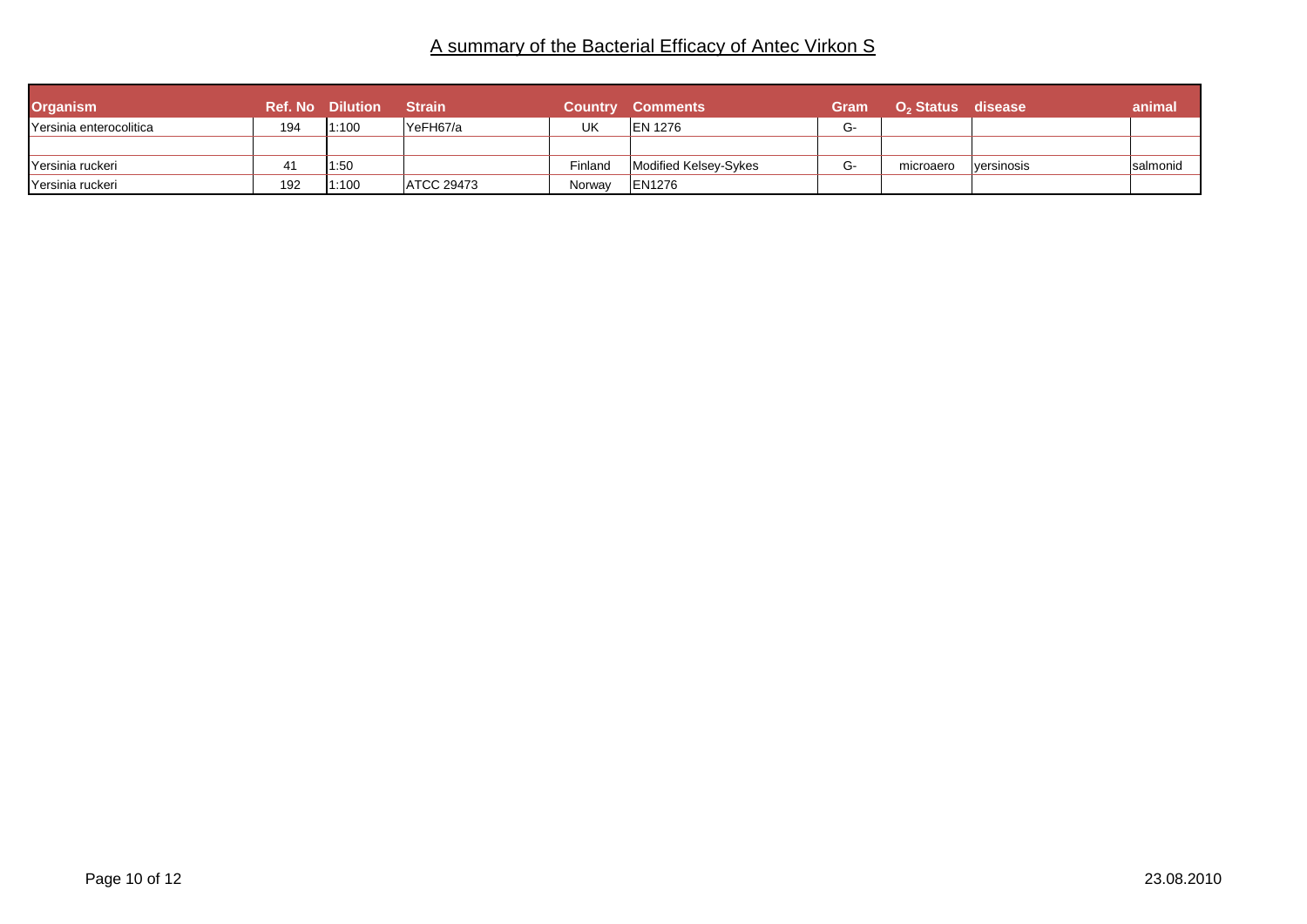# A summary of the Bacterial Efficacy of Antec Virkon S

| Organism | Ref. No | Dilution | Strain | Country | Comments | Gram | $O_2$ Status | disease | animal |
|---|---|---|---|---|---|---|---|---|---|
| Yersinia enterocolitica | 194 | 1:100 | YeFH67/a | UK | EN 1276 | G- | | | |
| | | | | | | | | | |
| Yersinia ruckeri | 41 | 1:50 | | Finland | Modified Kelsey-Sykes | G- | microaero | yersinosis | salmonid |
| Yersinia ruckeri | 192 | 1:100 | ATCC 29473 | Norway | EN1276 | | | | |

23.08.2010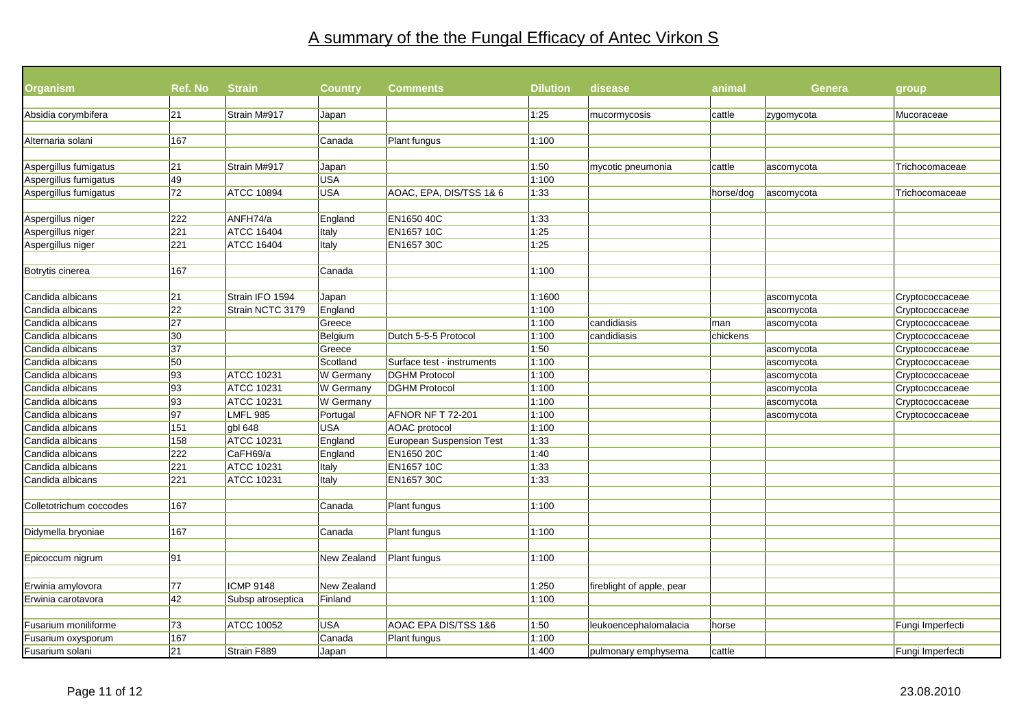# A summary of the the Fungal Efficacy of Antec Virkon S

| Organism | Ref. No | Strain | Country | Comments | Dilution | disease | animal | Genera | group |
|---|---|---|---|---|---|---|---|---|---|
| Absidia corymbifera | 21 | Strain M#917 | Japan | | 1:25 | mucormycosis | cattle | zygomycota | Mucoraceae |
| Alternaria solani | 167 | | Canada | Plant fungus | 1:100 | | | | |
| Aspergillus fumigatus | 21 | Strain M#917 | Japan | | 1:50 | mycotic pneumonia | cattle | ascomycota | Trichocomaceae |
| Aspergillus fumigatus | 49 | | USA | | 1:100 | | | | |
| Aspergillus fumigatus | 72 | ATCC 10894 | USA | AOAC, EPA, DIS/TSS 1& 6 | 1:33 | | horse/dog | ascomycota | Trichocomaceae |
| Aspergillus niger | 222 | ANFH74/a | England | EN1650 40C | 1:33 | | | | |
| Aspergillus niger | 221 | ATCC 16404 | Italy | EN1657 10C | 1:25 | | | | |
| Aspergillus niger | 221 | ATCC 16404 | Italy | EN1657 30C | 1:25 | | | | |
| Botrytis cinerea | 167 | | Canada | | 1:100 | | | | |
| Candida albicans | 21 | Strain IFO 1594 | Japan | | 1:1600 | | | ascomycota | Cryptococcaceae |
| Candida albicans | 22 | Strain NCTC 3179 | England | | 1:100 | | | ascomycota | Cryptococcaceae |
| Candida albicans | 27 | | Greece | | 1:100 | candidiasis | man | ascomycota | Cryptococcaceae |
| Candida albicans | 30 | | Belgium | Dutch 5-5-5 Protocol | 1:100 | candidiasis | chickens | | Cryptococcaceae |
| Candida albicans | 37 | | Greece | | 1:50 | | | ascomycota | Cryptococcaceae |
| Candida albicans | 50 | | Scotland | Surface test - instruments | 1:100 | | | ascomycota | Cryptococcaceae |
| Candida albicans | 93 | ATCC 10231 | W Germany | DGHM Protocol | 1:100 | | | ascomycota | Cryptococcaceae |
| Candida albicans | 93 | ATCC 10231 | W Germany | DGHM Protocol | 1:100 | | | ascomycota | Cryptococcaceae |
| Candida albicans | 93 | ATCC 10231 | W Germany | | 1:100 | | | ascomycota | Cryptococcaceae |
| Candida albicans | 97 | LMFL 985 | Portugal | AFNOR NF T 72-201 | 1:100 | | | ascomycota | Cryptococcaceae |
| Candida albicans | 151 | gbl 648 | USA | AOAC protocol | 1:100 | | | | |
| Candida albicans | 158 | ATCC 10231 | England | European Suspension Test | 1:33 | | | | |
| Candida albicans | 222 | CaFH69/a | England | EN1650 20C | 1:40 | | | | |
| Candida albicans | 221 | ATCC 10231 | Italy | EN1657 10C | 1:33 | | | | |
| Candida albicans | 221 | ATCC 10231 | Italy | EN1657 30C | 1:33 | | | | |
| Colletotrichum coccodes | 167 | | Canada | Plant fungus | 1:100 | | | | |
| Didymella bryoniae | 167 | | Canada | Plant fungus | 1:100 | | | | |
| Epicoccum nigrum | 91 | | New Zealand | Plant fungus | 1:100 | | | | |
| Erwinia amylovora | 77 | ICMP 9148 | New Zealand | | 1:250 | fireblight of apple, pear | | | |
| Erwinia carotavora | 42 | Subsp atroseptica | Finland | | 1:100 | | | | |
| Fusarium moniliforme | 73 | ATCC 10052 | USA | AOAC EPA DIS/TSS 1&6 | 1:50 | leukoencephalomalacia | horse | | Fungi Imperfecti |
| Fusarium oxysporum | 167 | | Canada | Plant fungus | 1:100 | | | | |
| Fusarium solani | 21 | Strain F889 | Japan | | 1:400 | pulmonary emphysema | cattle | | Fungi Imperfecti |

23.08.2010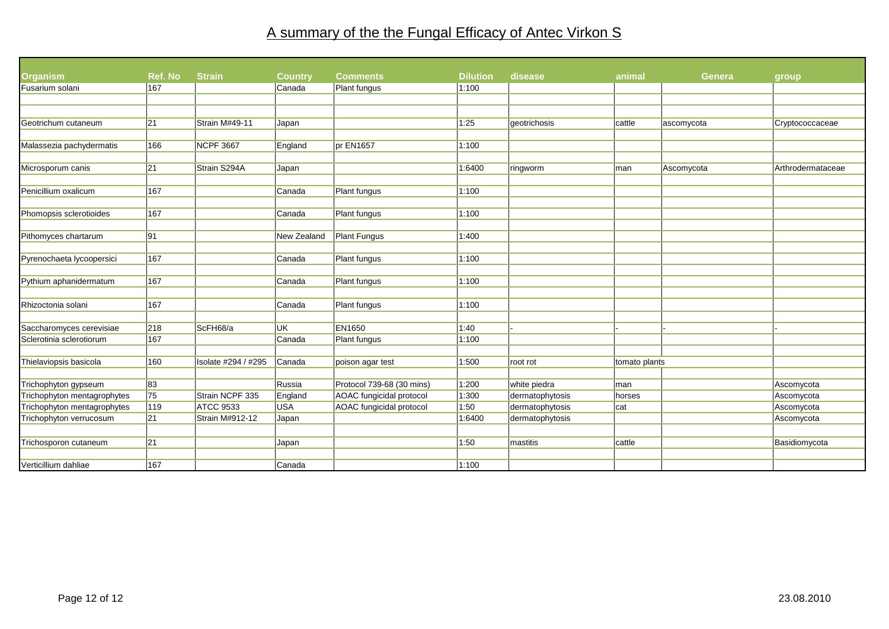# A summary of the the Fungal Efficacy of Antec Virkon S

| Organism | Ref. No | Strain | Country | Comments | Dilution | disease | animal | Genera | group |
|---|---|---|---|---|---|---|---|---|---|
| Fusarium solani | 167 | | Canada | Plant fungus | 1:100 | | | | |
| | | | | | | | | | |
| | | | | | | | | | |
| Geotrichum cutaneum | 21 | Strain M#49-11 | Japan | | 1:25 | geotrichosis | cattle | ascomycota | Cryptococcaceae |
| | | | | | | | | | |
| Malassezia pachydermatis | 166 | NCPF 3667 | England | pr EN1657 | 1:100 | | | | |
| | | | | | | | | | |
| Microsporum canis | 21 | Strain S294A | Japan | | 1:6400 | ringworm | man | Ascomycota | Arthrodermataceae |
| | | | | | | | | | |
| Penicillium oxalicum | 167 | | Canada | Plant fungus | 1:100 | | | | |
| | | | | | | | | | |
| Phomopsis sclerotioides | 167 | | Canada | Plant fungus | 1:100 | | | | |
| | | | | | | | | | |
| Pithomyces chartarum | 91 | | New Zealand | Plant Fungus | 1:400 | | | | |
| | | | | | | | | | |
| Pyrenochaeta lycoopersici | 167 | | Canada | Plant fungus | 1:100 | | | | |
| | | | | | | | | | |
| Pythium aphanidermatum | 167 | | Canada | Plant fungus | 1:100 | | | | |
| | | | | | | | | | |
| Rhizoctonia solani | 167 | | Canada | Plant fungus | 1:100 | | | | |
| | | | | | | | | | |
| Saccharomyces cerevisiae | 218 | ScFH68/a | UK | EN1650 | 1:40 | - | - | - | - |
| Sclerotinia sclerotiorum | 167 | | Canada | Plant fungus | 1:100 | | | | |
| | | | | | | | | | |
| Thielaviopsis basicola | 160 | Isolate #294 / #295 | Canada | poison agar test | 1:500 | root rot | tomato plants | | |
| | | | | | | | | | |
| Trichophyton gypseum | 83 | | Russia | Protocol 739-68 (30 mins) | 1:200 | white piedra | man | | Ascomycota |
| Trichophyton mentagrophytes | 75 | Strain NCPF 335 | England | AOAC fungicidal protocol | 1:300 | dermatophytosis | horses | | Ascomycota |
| Trichophyton mentagrophytes | 119 | ATCC 9533 | USA | AOAC fungicidal protocol | 1:50 | dermatophytosis | cat | | Ascomycota |
| Trichophyton verrucosum | 21 | Strain M#912-12 | Japan | | 1:6400 | dermatophytosis | | | Ascomycota |
| | | | | | | | | | |
| Trichosporon cutaneum | 21 | | Japan | | 1:50 | mastitis | cattle | | Basidiomycota |
| | | | | | | | | | |
| Verticillium dahliae | 167 | | Canada | | 1:100 | | | | |

23.08.2010